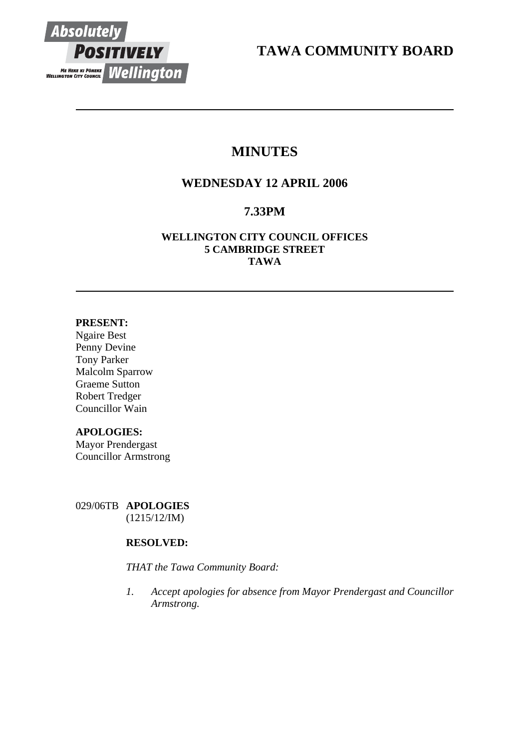# TAWA COMMUNITY BOARD

## MINUTES

### WEDNESDAY 12 APRIL 2006

### 7.33PM

**WELLINGTON CITY COUNCIL OFFICES**
**5 CAMBRIDGE STREET**
**TAWA**

**PRESENT:**
Ngaire Best
Penny Devine
Tony Parker
Malcolm Sparrow
Graeme Sutton
Robert Tredger
Councillor Wain

**APOLOGIES:**
Mayor Prendergast
Councillor Armstrong

029/06TB **APOLOGIES**
(1215/12/IM)

**RESOLVED:**

*THAT the Tawa Community Board:*

*1. Accept apologies for absence from Mayor Prendergast and Councillor Armstrong.*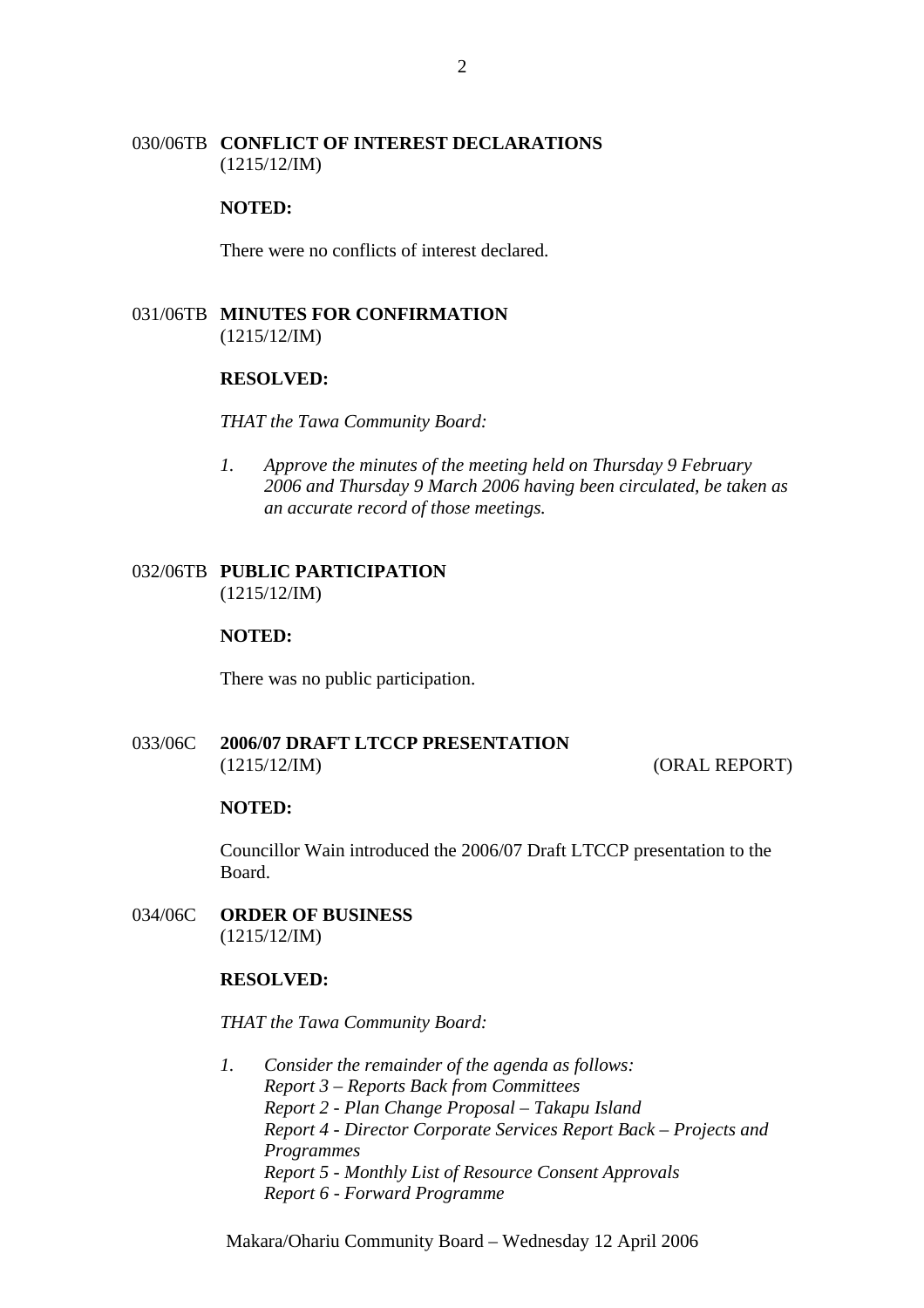030/06TB **CONFLICT OF INTEREST DECLARATIONS**
(1215/12/IM)

**NOTED:**

There were no conflicts of interest declared.

031/06TB **MINUTES FOR CONFIRMATION**
(1215/12/IM)

**RESOLVED:**

*THAT the Tawa Community Board:*

1. *Approve the minutes of the meeting held on Thursday 9 February 2006 and Thursday 9 March 2006 having been circulated, be taken as an accurate record of those meetings.*

032/06TB **PUBLIC PARTICIPATION**
(1215/12/IM)

**NOTED:**

There was no public participation.

033/06C **2006/07 DRAFT LTCCP PRESENTATION**
(1215/12/IM) (ORAL REPORT)

**NOTED:**

Councillor Wain introduced the 2006/07 Draft LTCCP presentation to the Board.

034/06C **ORDER OF BUSINESS**
(1215/12/IM)

**RESOLVED:**

*THAT the Tawa Community Board:*

1. *Consider the remainder of the agenda as follows:*
   *Report 3 – Reports Back from Committees*
   *Report 2 - Plan Change Proposal – Takapu Island*
   *Report 4 - Director Corporate Services Report Back – Projects and Programmes*
   *Report 5 - Monthly List of Resource Consent Approvals*
   *Report 6 - Forward Programme*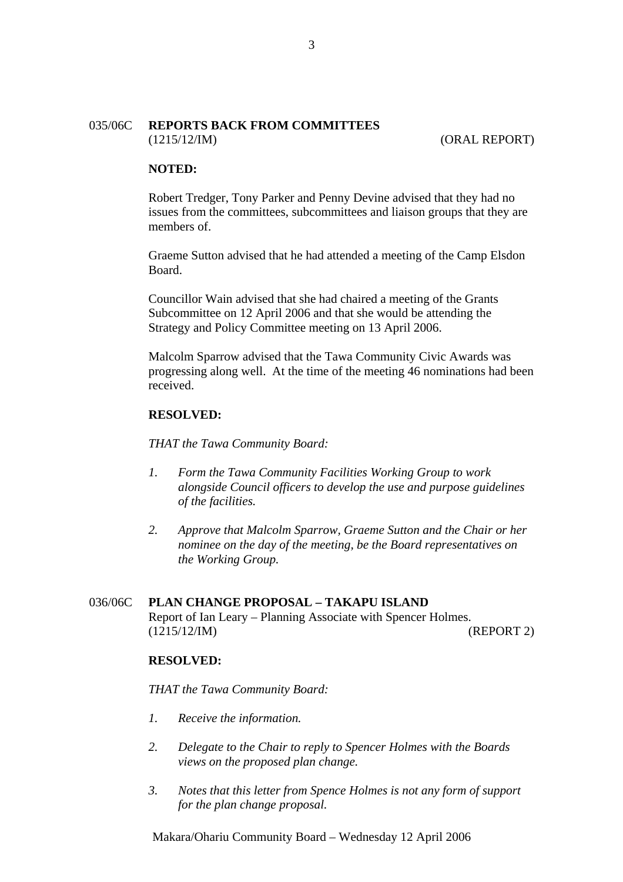035/06C **REPORTS BACK FROM COMMITTEES**
(1215/12/IM) (ORAL REPORT)

**NOTED:**

Robert Tredger, Tony Parker and Penny Devine advised that they had no issues from the committees, subcommittees and liaison groups that they are members of.

Graeme Sutton advised that he had attended a meeting of the Camp Elsdon Board.

Councillor Wain advised that she had chaired a meeting of the Grants Subcommittee on 12 April 2006 and that she would be attending the Strategy and Policy Committee meeting on 13 April 2006.

Malcolm Sparrow advised that the Tawa Community Civic Awards was progressing along well. At the time of the meeting 46 nominations had been received.

**RESOLVED:**

*THAT the Tawa Community Board:*

1. *Form the Tawa Community Facilities Working Group to work alongside Council officers to develop the use and purpose guidelines of the facilities.*

2. *Approve that Malcolm Sparrow, Graeme Sutton and the Chair or her nominee on the day of the meeting, be the Board representatives on the Working Group.*

036/06C **PLAN CHANGE PROPOSAL – TAKAPU ISLAND**
Report of Ian Leary – Planning Associate with Spencer Holmes.
(1215/12/IM) (REPORT 2)

**RESOLVED:**

*THAT the Tawa Community Board:*

1. *Receive the information.*

2. *Delegate to the Chair to reply to Spencer Holmes with the Boards views on the proposed plan change.*

3. *Notes that this letter from Spence Holmes is not any form of support for the plan change proposal.*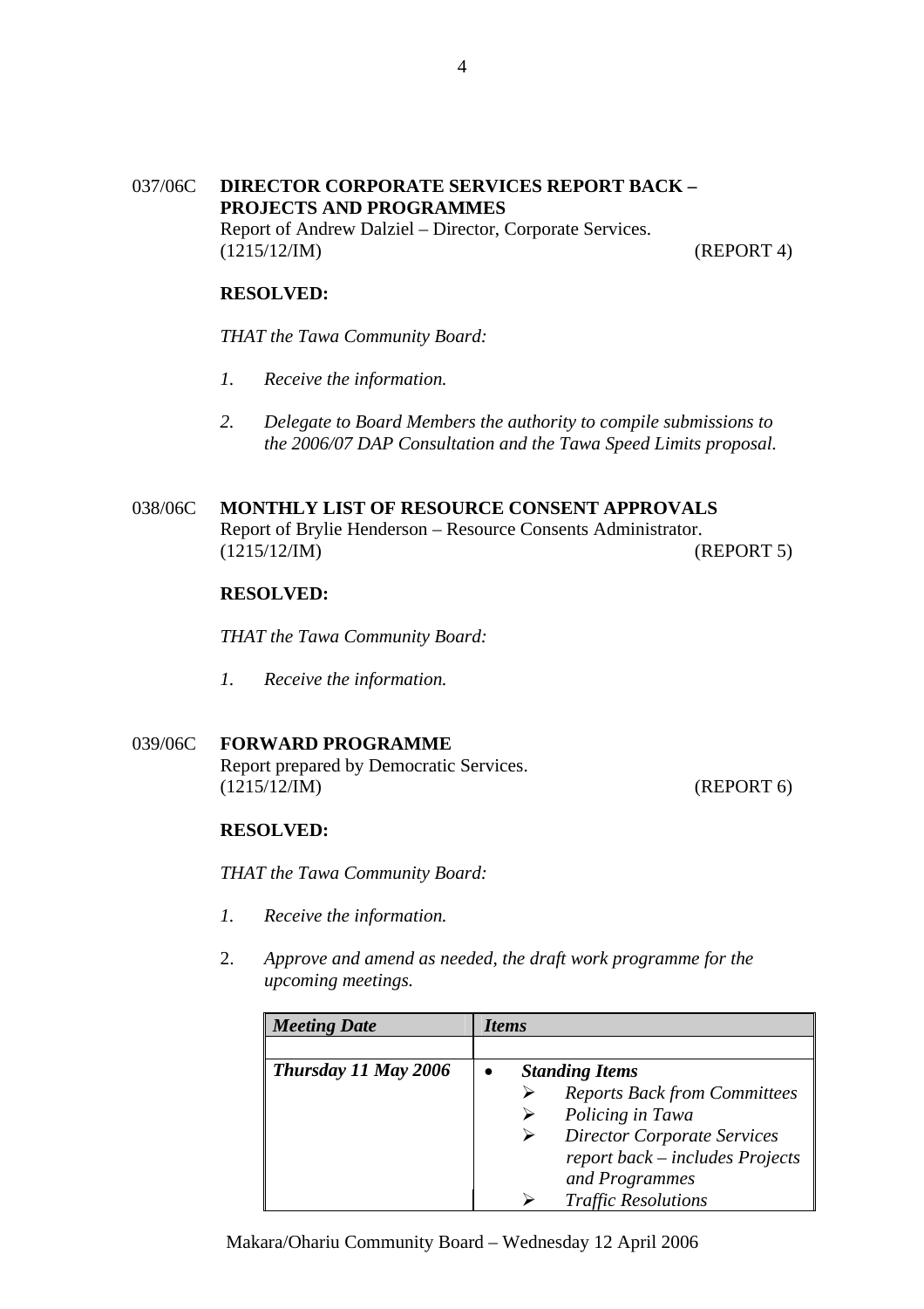037/06C **DIRECTOR CORPORATE SERVICES REPORT BACK – PROJECTS AND PROGRAMMES**
Report of Andrew Dalziel – Director, Corporate Services.
(1215/12/IM) (REPORT 4)

**RESOLVED:**

*THAT the Tawa Community Board:*

1. *Receive the information.*

2. *Delegate to Board Members the authority to compile submissions to the 2006/07 DAP Consultation and the Tawa Speed Limits proposal.*

038/06C **MONTHLY LIST OF RESOURCE CONSENT APPROVALS**
Report of Brylie Henderson – Resource Consents Administrator.
(1215/12/IM) (REPORT 5)

**RESOLVED:**

*THAT the Tawa Community Board:*

1. *Receive the information.*

039/06C **FORWARD PROGRAMME**
Report prepared by Democratic Services.
(1215/12/IM) (REPORT 6)

**RESOLVED:**

*THAT the Tawa Community Board:*

1. *Receive the information.*

2. *Approve and amend as needed, the draft work programme for the upcoming meetings.*

| ***Meeting Date*** | ***Items*** |
|---|---|
| | |
| ***Thursday 11 May 2006*** | • ***Standing Items*** <br> ➢ *Reports Back from Committees* <br> ➢ *Policing in Tawa* <br> ➢ *Director Corporate Services report back – includes Projects and Programmes* <br> ➢ *Traffic Resolutions* |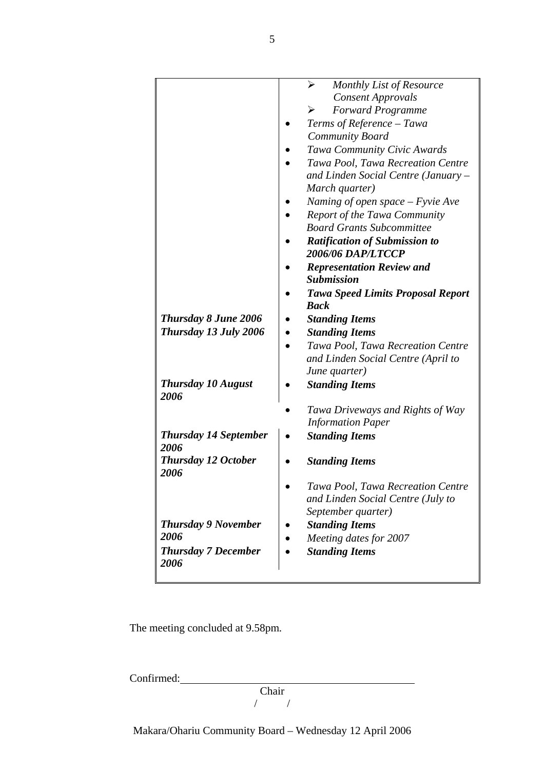| | |
|---|---|
| | ➢ *Monthly List of Resource Consent Approvals*<br>➢ *Forward Programme*<br>• *Terms of Reference – Tawa Community Board*<br>• *Tawa Community Civic Awards*<br>• *Tawa Pool, Tawa Recreation Centre and Linden Social Centre (January – March quarter)*<br>• *Naming of open space – Fyvie Ave*<br>• *Report of the Tawa Community Board Grants Subcommittee*<br>• ***Ratification of Submission to 2006/06 DAP/LTCCP***<br>• ***Representation Review and Submission***<br>• ***Tawa Speed Limits Proposal Report Back*** |
| ***Thursday 8 June 2006*** | • ***Standing Items*** |
| ***Thursday 13 July 2006*** | • ***Standing Items***<br>• *Tawa Pool, Tawa Recreation Centre and Linden Social Centre (April to June quarter)* |
| ***Thursday 10 August 2006*** | • ***Standing Items***<br>• *Tawa Driveways and Rights of Way Information Paper* |
| ***Thursday 14 September 2006*** | • ***Standing Items*** |
| ***Thursday 12 October 2006*** | • ***Standing Items***<br>• *Tawa Pool, Tawa Recreation Centre and Linden Social Centre (July to September quarter)* |
| ***Thursday 9 November 2006*** | • ***Standing Items***<br>• *Meeting dates for 2007* |
| ***Thursday 7 December 2006*** | • ***Standing Items*** |

The meeting concluded at 9.58pm.

Confirmed:\_\_\_\_\_\_\_\_\_\_\_\_\_\_\_\_\_\_\_\_\_\_\_\_\_\_\_\_\_\_\_\_\_\_\_\_\_\_\_\_

Chair

/ /

Makara/Ohariu Community Board – Wednesday 12 April 2006